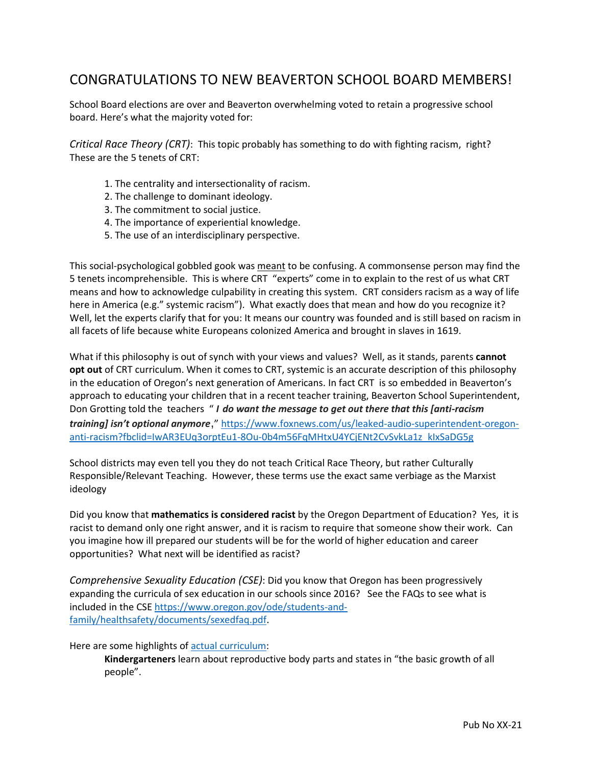# CONGRATULATIONS TO NEW BEAVERTON SCHOOL BOARD MEMBERS!

School Board elections are over and Beaverton overwhelming voted to retain a progressive school board. Here's what the majority voted for:

*Critical Race Theory (CRT)*: This topic probably has something to do with fighting racism, right? These are the 5 tenets of CRT:

1. The centrality and intersectionality of racism.
2. The challenge to dominant ideology.
3. The commitment to social justice.
4. The importance of experiential knowledge.
5. The use of an interdisciplinary perspective.

This social-psychological gobbled gook was <u>meant</u> to be confusing. A commonsense person may find the 5 tenets incomprehensible. This is where CRT "experts" come in to explain to the rest of us what CRT means and how to acknowledge culpability in creating this system. CRT considers racism as a way of life here in America (e.g." systemic racism"). What exactly does that mean and how do you recognize it? Well, let the experts clarify that for you: It means our country was founded and is still based on racism in all facets of life because white Europeans colonized America and brought in slaves in 1619.

What if this philosophy is out of synch with your views and values? Well, as it stands, parents **cannot opt out** of CRT curriculum. When it comes to CRT, systemic is an accurate description of this philosophy in the education of Oregon's next generation of Americans. In fact CRT is so embedded in Beaverton's approach to educating your children that in a recent teacher training, Beaverton School Superintendent, Don Grotting told the teachers " ***I do want the message to get out there that this [anti-racism training] isn't optional anymore***," https://www.foxnews.com/us/leaked-audio-superintendent-oregon-anti-racism?fbclid=IwAR3EUq3orptEu1-8Ou-0b4m56FqMHtxU4YCjENt2CvSvkLa1z_kIxSaDG5g

School districts may even tell you they do not teach Critical Race Theory, but rather Culturally Responsible/Relevant Teaching. However, these terms use the exact same verbiage as the Marxist ideology

Did you know that **mathematics is considered racist** by the Oregon Department of Education? Yes, it is racist to demand only one right answer, and it is racism to require that someone show their work. Can you imagine how ill prepared our students will be for the world of higher education and career opportunities? What next will be identified as racist?

*Comprehensive Sexuality Education (CSE)*: Did you know that Oregon has been progressively expanding the curricula of sex education in our schools since 2016? See the FAQs to see what is included in the CSE https://www.oregon.gov/ode/students-and-family/healthsafety/documents/sexedfaq.pdf.

Here are some highlights of actual curriculum:

> **Kindergarteners** learn about reproductive body parts and states in "the basic growth of all people".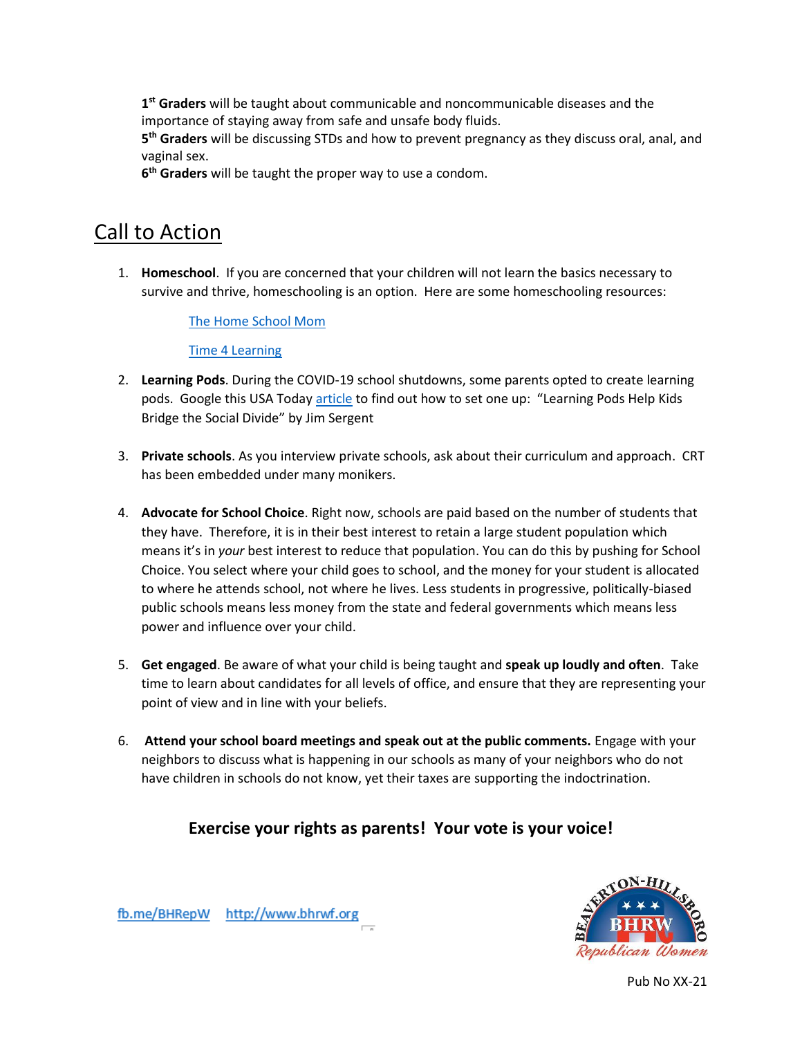**1st Graders** will be taught about communicable and noncommunicable diseases and the importance of staying away from safe and unsafe body fluids.
**5th Graders** will be discussing STDs and how to prevent pregnancy as they discuss oral, anal, and vaginal sex.
**6th Graders** will be taught the proper way to use a condom.

## Call to Action

1. **Homeschool**. If you are concerned that your children will not learn the basics necessary to survive and thrive, homeschooling is an option. Here are some homeschooling resources:

   The Home School Mom

   Time 4 Learning

2. **Learning Pods**. During the COVID-19 school shutdowns, some parents opted to create learning pods. Google this USA Today article to find out how to set one up: "Learning Pods Help Kids Bridge the Social Divide" by Jim Sergent

3. **Private schools**. As you interview private schools, ask about their curriculum and approach. CRT has been embedded under many monikers.

4. **Advocate for School Choice**. Right now, schools are paid based on the number of students that they have. Therefore, it is in their best interest to retain a large student population which means it's in *your* best interest to reduce that population. You can do this by pushing for School Choice. You select where your child goes to school, and the money for your student is allocated to where he attends school, not where he lives. Less students in progressive, politically-biased public schools means less money from the state and federal governments which means less power and influence over your child.

5. **Get engaged**. Be aware of what your child is being taught and **speak up loudly and often**. Take time to learn about candidates for all levels of office, and ensure that they are representing your point of view and in line with your beliefs.

6. **Attend your school board meetings and speak out at the public comments.** Engage with your neighbors to discuss what is happening in our schools as many of your neighbors who do not have children in schools do not know, yet their taxes are supporting the indoctrination.

**Exercise your rights as parents! Your vote is your voice!**

fb.me/BHRepW http://www.bhrwf.org

BEAVERTON-HILLSBORO BHRW Republican Women

Pub No XX-21